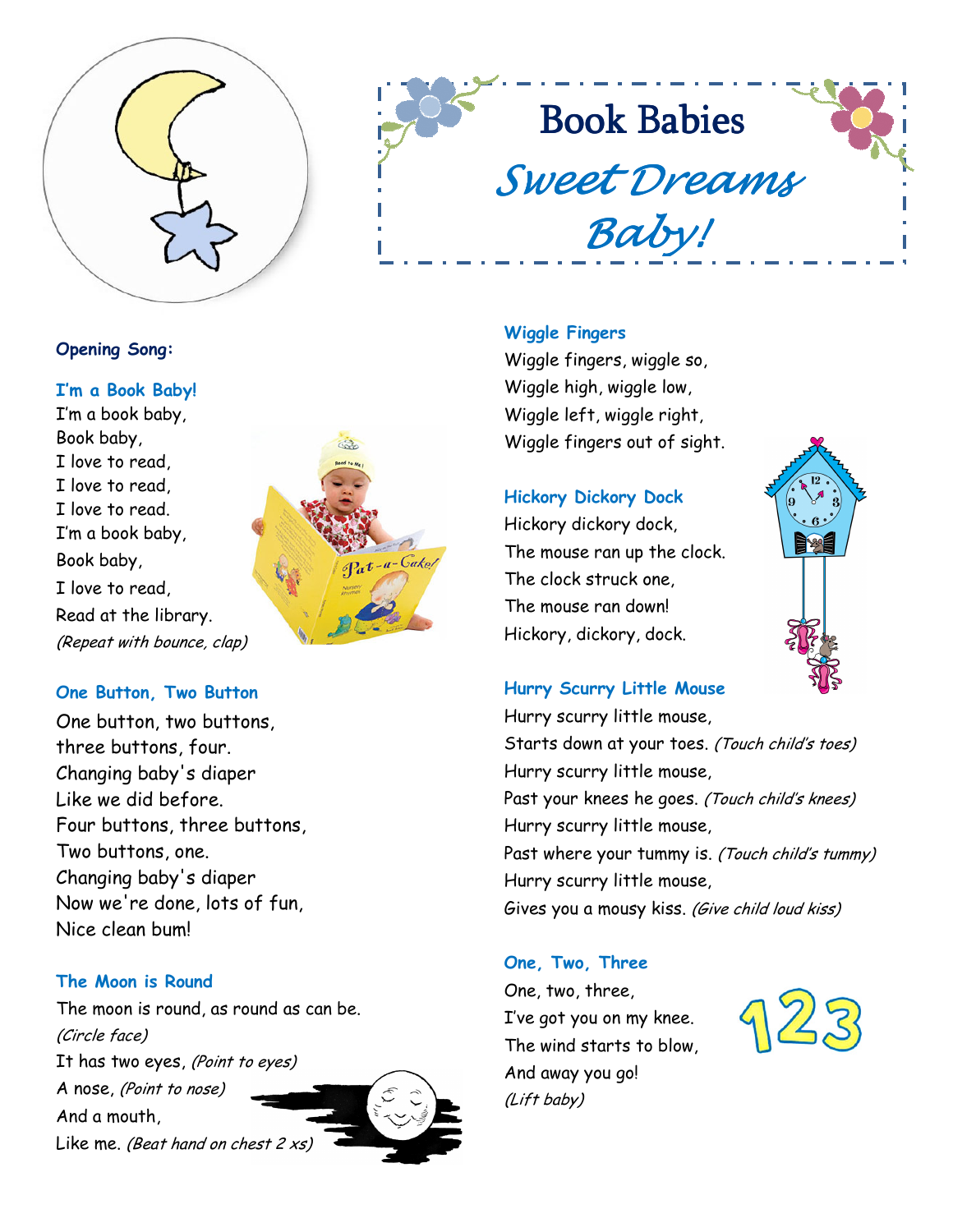# Book Babies

## *Sweet Dreams Baby!*

**Opening Song:**

### I'm a Book Baby!

I'm a book baby,
Book baby,
I love to read,
I love to read,
I love to read.
I'm a book baby,
Book baby,
I love to read,
Read at the library.
*(Repeat with bounce, clap)*

### One Button, Two Button

One button, two buttons,
three buttons, four.
Changing baby's diaper
Like we did before.
Four buttons, three buttons,
Two buttons, one.
Changing baby's diaper
Now we're done, lots of fun,
Nice clean bum!

### The Moon is Round

The moon is round, as round as can be.
*(Circle face)*
It has two eyes, *(Point to eyes)*
A nose, *(Point to nose)*
And a mouth,
Like me. *(Beat hand on chest 2 xs)*

### Wiggle Fingers

Wiggle fingers, wiggle so,
Wiggle high, wiggle low,
Wiggle left, wiggle right,
Wiggle fingers out of sight.

### Hickory Dickory Dock

Hickory dickory dock,
The mouse ran up the clock.
The clock struck one,
The mouse ran down!
Hickory, dickory, dock.

### Hurry Scurry Little Mouse

Hurry scurry little mouse,
Starts down at your toes. *(Touch child's toes)*
Hurry scurry little mouse,
Past your knees he goes. *(Touch child's knees)*
Hurry scurry little mouse,
Past where your tummy is. *(Touch child's tummy)*
Hurry scurry little mouse,
Gives you a mousy kiss. *(Give child loud kiss)*

### One, Two, Three

One, two, three,
I've got you on my knee.
The wind starts to blow,
And away you go!
*(Lift baby)*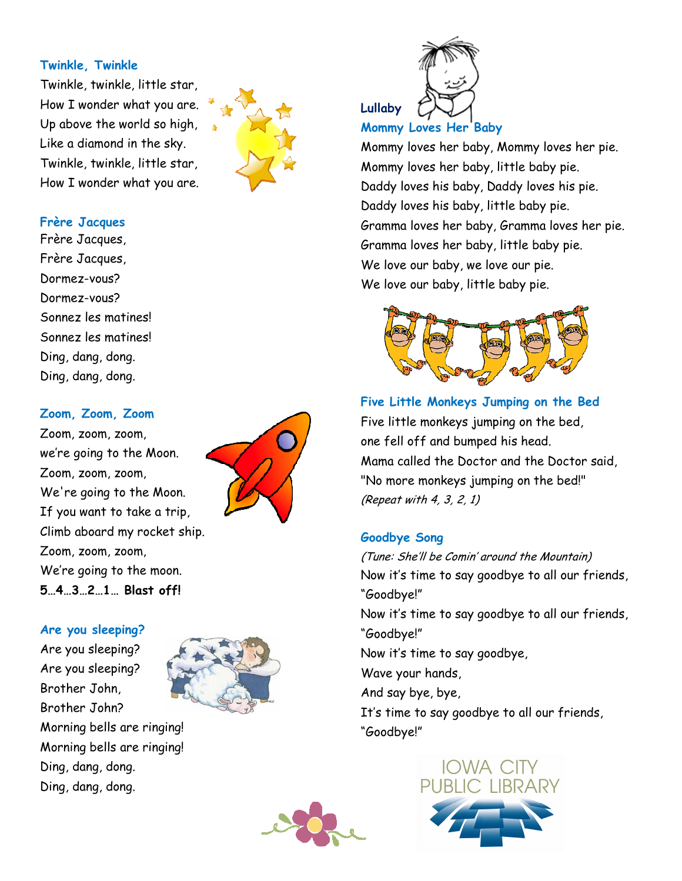### Twinkle, Twinkle

Twinkle, twinkle, little star,
How I wonder what you are.
Up above the world so high,
Like a diamond in the sky.
Twinkle, twinkle, little star,
How I wonder what you are.

### Frère Jacques

Frère Jacques,
Frère Jacques,
Dormez-vous?
Dormez-vous?
Sonnez les matines!
Sonnez les matines!
Ding, dang, dong.
Ding, dang, dong.

### Zoom, Zoom, Zoom

Zoom, zoom, zoom,
we're going to the Moon.
Zoom, zoom, zoom,
We're going to the Moon.
If you want to take a trip,
Climb aboard my rocket ship.
Zoom, zoom, zoom,
We're going to the moon.
**5…4…3…2…1… Blast off!**

### Are you sleeping?

Are you sleeping?
Are you sleeping?
Brother John,
Brother John?
Morning bells are ringing!
Morning bells are ringing!
Ding, dang, dong.
Ding, dang, dong.

### Lullaby

### Mommy Loves Her Baby

Mommy loves her baby, Mommy loves her pie.
Mommy loves her baby, little baby pie.
Daddy loves his baby, Daddy loves his pie.
Daddy loves his baby, little baby pie.
Gramma loves her baby, Gramma loves her pie.
Gramma loves her baby, little baby pie.
We love our baby, we love our pie.
We love our baby, little baby pie.

### Five Little Monkeys Jumping on the Bed

Five little monkeys jumping on the bed,
one fell off and bumped his head.
Mama called the Doctor and the Doctor said,
"No more monkeys jumping on the bed!"
*(Repeat with 4, 3, 2, 1)*

### Goodbye Song

*(Tune: She'll be Comin' around the Mountain)*
Now it's time to say goodbye to all our friends,
"Goodbye!"
Now it's time to say goodbye to all our friends,
"Goodbye!"
Now it's time to say goodbye,
Wave your hands,
And say bye, bye,
It's time to say goodbye to all our friends,
"Goodbye!"

IOWA CITY PUBLIC LIBRARY